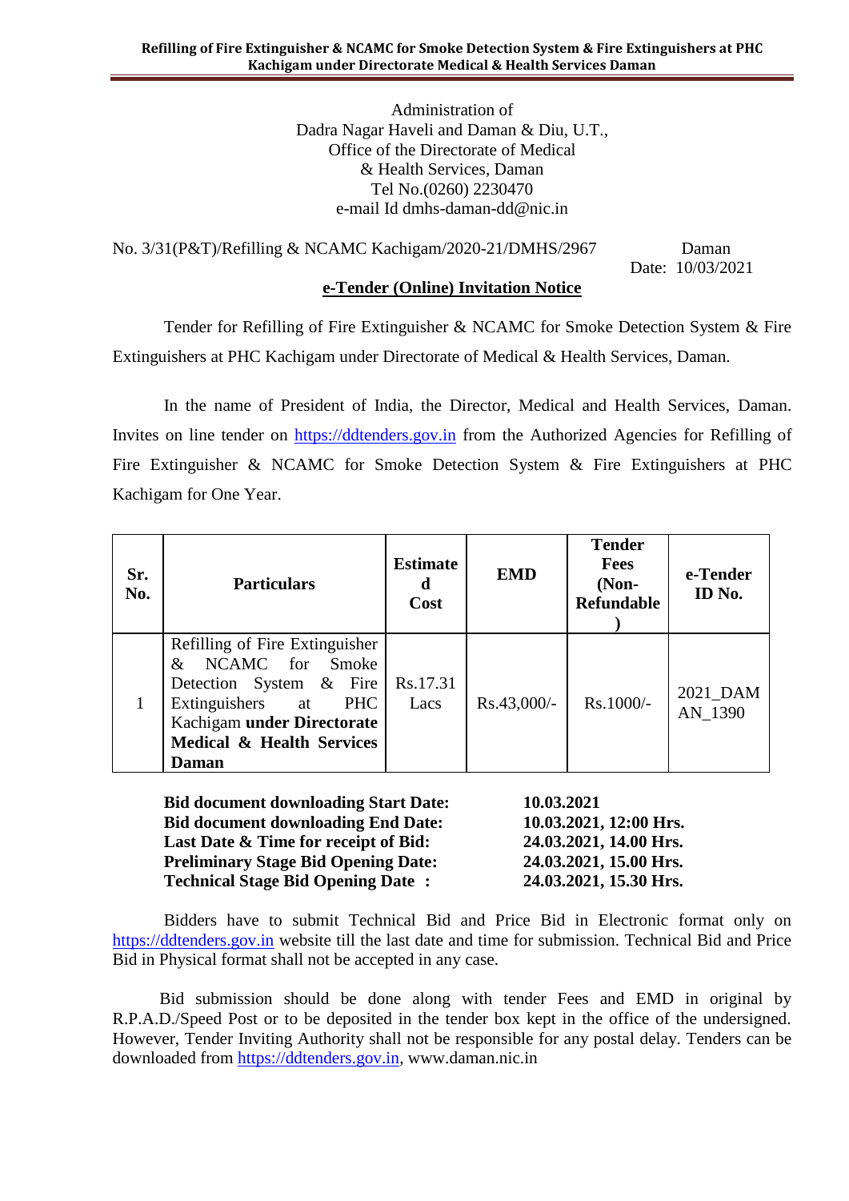Administration of
Dadra Nagar Haveli and Daman & Diu, U.T.,
Office of the Directorate of Medical
& Health Services, Daman
Tel No.(0260) 2230470
e-mail Id dmhs-daman-dd@nic.in

No. 3/31(P&T)/Refilling & NCAMC Kachigam/2020-21/DMHS/2967 Daman
Date: 10/03/2021

## e-Tender (Online) Invitation Notice

Tender for Refilling of Fire Extinguisher & NCAMC for Smoke Detection System & Fire Extinguishers at PHC Kachigam under Directorate of Medical & Health Services, Daman.

In the name of President of India, the Director, Medical and Health Services, Daman. Invites on line tender on https://ddtenders.gov.in from the Authorized Agencies for Refilling of Fire Extinguisher & NCAMC for Smoke Detection System & Fire Extinguishers at PHC Kachigam for One Year.

| Sr. No. | Particulars | Estimated Cost | EMD | Tender Fees (Non-Refundable) | e-Tender ID No. |
|---|---|---|---|---|---|
| 1 | Refilling of Fire Extinguisher & NCAMC for Smoke Detection System & Fire Extinguishers at PHC Kachigam **under Directorate Medical & Health Services Daman** | Rs.17.31 Lacs | Rs.43,000/- | Rs.1000/- | 2021_DAMAN_1390 |

| | |
|---|---|
| **Bid document downloading Start Date:** | **10.03.2021** |
| **Bid document downloading End Date:** | **10.03.2021, 12:00 Hrs.** |
| **Last Date & Time for receipt of Bid:** | **24.03.2021, 14.00 Hrs.** |
| **Preliminary Stage Bid Opening Date:** | **24.03.2021, 15.00 Hrs.** |
| **Technical Stage Bid Opening Date :** | **24.03.2021, 15.30 Hrs.** |

Bidders have to submit Technical Bid and Price Bid in Electronic format only on https://ddtenders.gov.in website till the last date and time for submission. Technical Bid and Price Bid in Physical format shall not be accepted in any case.

Bid submission should be done along with tender Fees and EMD in original by R.P.A.D./Speed Post or to be deposited in the tender box kept in the office of the undersigned. However, Tender Inviting Authority shall not be responsible for any postal delay. Tenders can be downloaded from https://ddtenders.gov.in, www.daman.nic.in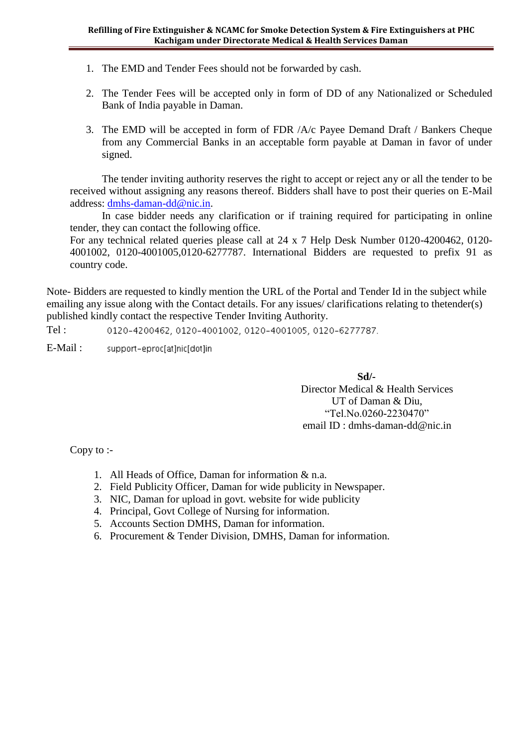1. The EMD and Tender Fees should not be forwarded by cash.

2. The Tender Fees will be accepted only in form of DD of any Nationalized or Scheduled Bank of India payable in Daman.

3. The EMD will be accepted in form of FDR /A/c Payee Demand Draft / Bankers Cheque from any Commercial Banks in an acceptable form payable at Daman in favor of under signed.

The tender inviting authority reserves the right to accept or reject any or all the tender to be received without assigning any reasons thereof. Bidders shall have to post their queries on E-Mail address: dmhs-daman-dd@nic.in.

In case bidder needs any clarification or if training required for participating in online tender, they can contact the following office.

For any technical related queries please call at 24 x 7 Help Desk Number 0120-4200462, 0120-4001002, 0120-4001005,0120-6277787. International Bidders are requested to prefix 91 as country code.

Note- Bidders are requested to kindly mention the URL of the Portal and Tender Id in the subject while emailing any issue along with the Contact details. For any issues/ clarifications relating to thetender(s) published kindly contact the respective Tender Inviting Authority.

Tel : 0120-4200462, 0120-4001002, 0120-4001005, 0120-6277787.

E-Mail : support-eproc[at]nic[dot]in

**Sd/-**
Director Medical & Health Services
UT of Daman & Diu,
"Tel.No.0260-2230470"
email ID : dmhs-daman-dd@nic.in

Copy to :-

1. All Heads of Office, Daman for information & n.a.
2. Field Publicity Officer, Daman for wide publicity in Newspaper.
3. NIC, Daman for upload in govt. website for wide publicity
4. Principal, Govt College of Nursing for information.
5. Accounts Section DMHS, Daman for information.
6. Procurement & Tender Division, DMHS, Daman for information.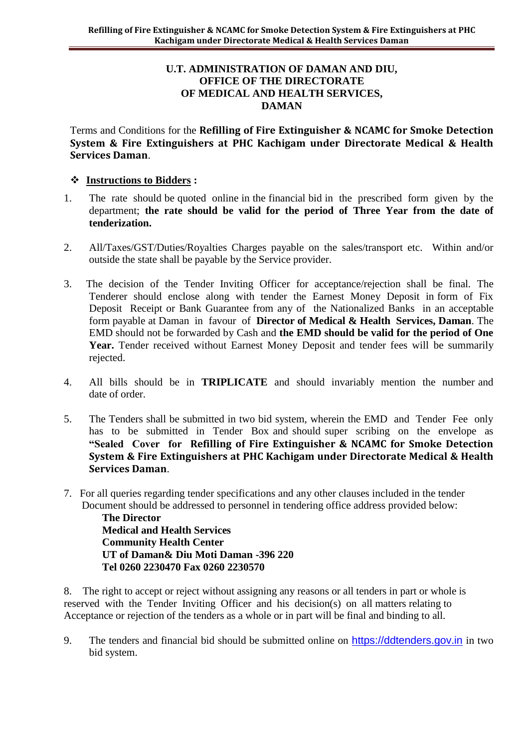**U.T. ADMINISTRATION OF DAMAN AND DIU,**
**OFFICE OF THE DIRECTORATE**
**OF MEDICAL AND HEALTH SERVICES,**
**DAMAN**

Terms and Conditions for the **Refilling of Fire Extinguisher & NCAMC for Smoke Detection System & Fire Extinguishers at PHC Kachigam under Directorate Medical & Health Services Daman**.

❖ **Instructions to Bidders :**

1. The rate should be quoted online in the financial bid in the prescribed form given by the department; **the rate should be valid for the period of Three Year from the date of tenderization.**

2. All/Taxes/GST/Duties/Royalties Charges payable on the sales/transport etc. Within and/or outside the state shall be payable by the Service provider.

3. The decision of the Tender Inviting Officer for acceptance/rejection shall be final. The Tenderer should enclose along with tender the Earnest Money Deposit in form of Fix Deposit Receipt or Bank Guarantee from any of the Nationalized Banks in an acceptable form payable at Daman in favour of **Director of Medical & Health Services, Daman**. The EMD should not be forwarded by Cash and **the EMD should be valid for the period of One Year.** Tender received without Earnest Money Deposit and tender fees will be summarily rejected.

4. All bills should be in **TRIPLICATE** and should invariably mention the number and date of order.

5. The Tenders shall be submitted in two bid system, wherein the EMD and Tender Fee only has to be submitted in Tender Box and should super scribing on the envelope as **"Sealed Cover for Refilling of Fire Extinguisher & NCAMC for Smoke Detection System & Fire Extinguishers at PHC Kachigam under Directorate Medical & Health Services Daman**.

7. For all queries regarding tender specifications and any other clauses included in the tender Document should be addressed to personnel in tendering office address provided below:
   **The Director**
   **Medical and Health Services**
   **Community Health Center**
   **UT of Daman& Diu Moti Daman -396 220**
   **Tel 0260 2230470 Fax 0260 2230570**

8. The right to accept or reject without assigning any reasons or all tenders in part or whole is reserved with the Tender Inviting Officer and his decision(s) on all matters relating to Acceptance or rejection of the tenders as a whole or in part will be final and binding to all.

9. The tenders and financial bid should be submitted online on https://ddtenders.gov.in in two bid system.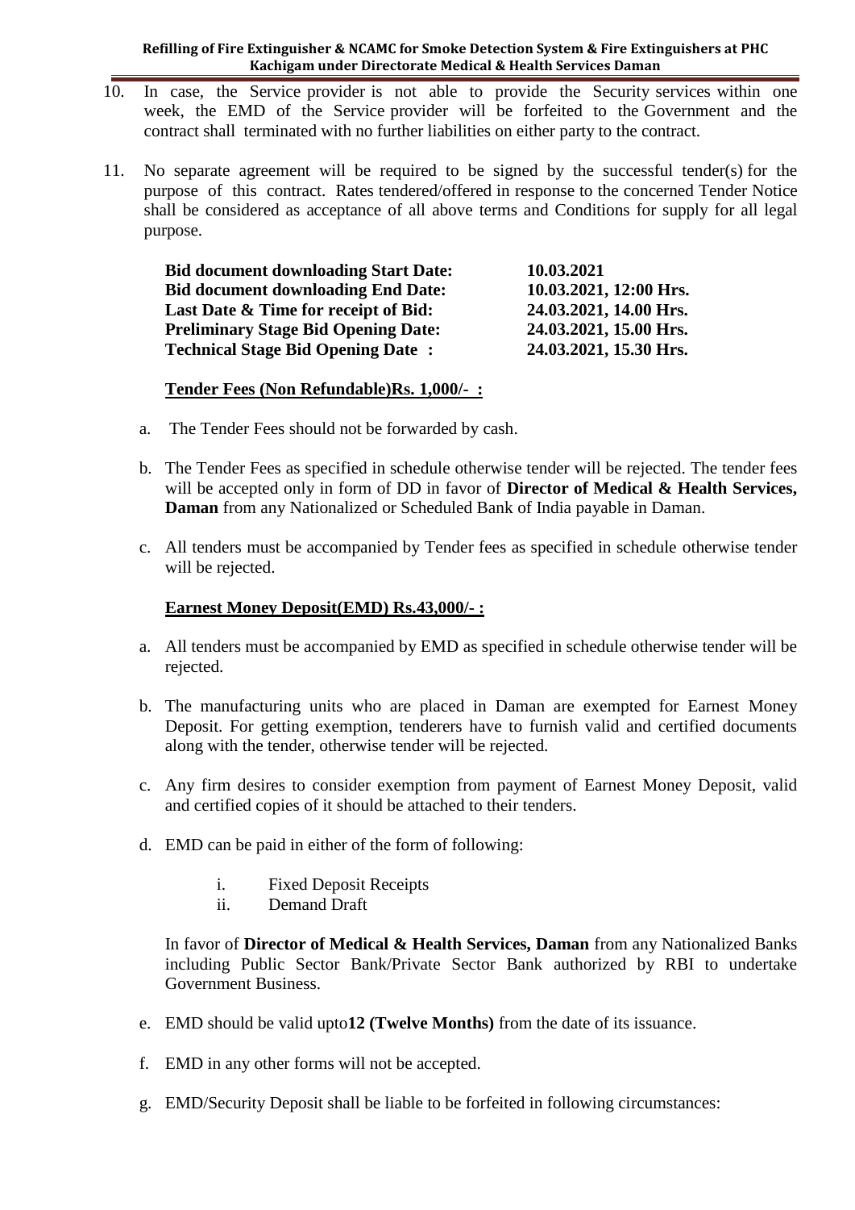10. In case, the Service provider is not able to provide the Security services within one week, the EMD of the Service provider will be forfeited to the Government and the contract shall terminated with no further liabilities on either party to the contract.

11. No separate agreement will be required to be signed by the successful tender(s) for the purpose of this contract. Rates tendered/offered in response to the concerned Tender Notice shall be considered as acceptance of all above terms and Conditions for supply for all legal purpose.

| | |
|---|---|
| **Bid document downloading Start Date:** | **10.03.2021** |
| **Bid document downloading End Date:** | **10.03.2021, 12:00 Hrs.** |
| **Last Date & Time for receipt of Bid:** | **24.03.2021, 14.00 Hrs.** |
| **Preliminary Stage Bid Opening Date:** | **24.03.2021, 15.00 Hrs.** |
| **Technical Stage Bid Opening Date :** | **24.03.2021, 15.30 Hrs.** |

**Tender Fees (Non Refundable)Rs. 1,000/- :**

a. The Tender Fees should not be forwarded by cash.

b. The Tender Fees as specified in schedule otherwise tender will be rejected. The tender fees will be accepted only in form of DD in favor of **Director of Medical & Health Services, Daman** from any Nationalized or Scheduled Bank of India payable in Daman.

c. All tenders must be accompanied by Tender fees as specified in schedule otherwise tender will be rejected.

**Earnest Money Deposit(EMD) Rs.43,000/- :**

a. All tenders must be accompanied by EMD as specified in schedule otherwise tender will be rejected.

b. The manufacturing units who are placed in Daman are exempted for Earnest Money Deposit. For getting exemption, tenderers have to furnish valid and certified documents along with the tender, otherwise tender will be rejected.

c. Any firm desires to consider exemption from payment of Earnest Money Deposit, valid and certified copies of it should be attached to their tenders.

d. EMD can be paid in either of the form of following:

   i. Fixed Deposit Receipts
   ii. Demand Draft

   In favor of **Director of Medical & Health Services, Daman** from any Nationalized Banks including Public Sector Bank/Private Sector Bank authorized by RBI to undertake Government Business.

e. EMD should be valid upto**12 (Twelve Months)** from the date of its issuance.

f. EMD in any other forms will not be accepted.

g. EMD/Security Deposit shall be liable to be forfeited in following circumstances: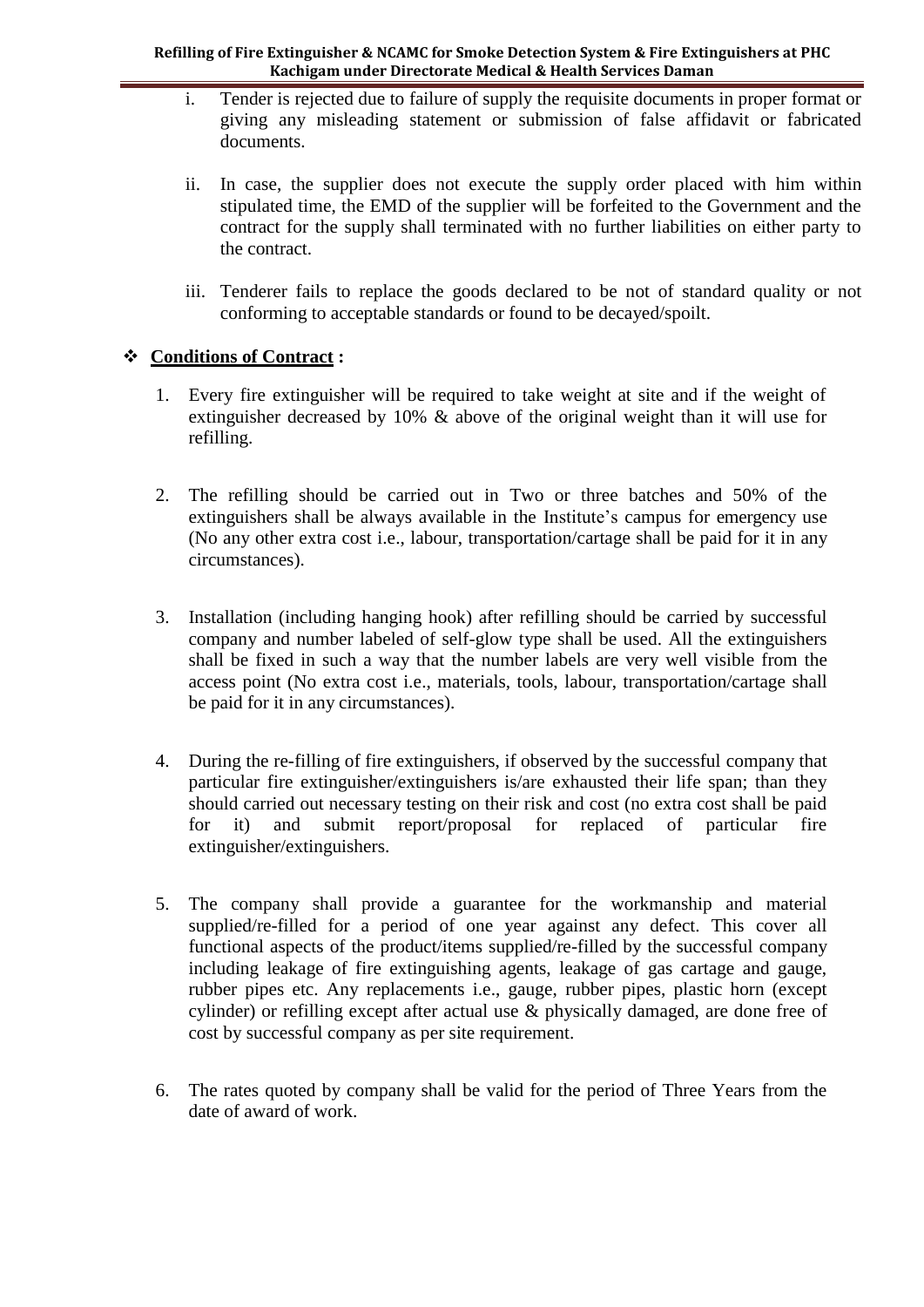i. Tender is rejected due to failure of supply the requisite documents in proper format or giving any misleading statement or submission of false affidavit or fabricated documents.

ii. In case, the supplier does not execute the supply order placed with him within stipulated time, the EMD of the supplier will be forfeited to the Government and the contract for the supply shall terminated with no further liabilities on either party to the contract.

iii. Tenderer fails to replace the goods declared to be not of standard quality or not conforming to acceptable standards or found to be decayed/spoilt.

- **Conditions of Contract :**

1. Every fire extinguisher will be required to take weight at site and if the weight of extinguisher decreased by 10% & above of the original weight than it will use for refilling.

2. The refilling should be carried out in Two or three batches and 50% of the extinguishers shall be always available in the Institute's campus for emergency use (No any other extra cost i.e., labour, transportation/cartage shall be paid for it in any circumstances).

3. Installation (including hanging hook) after refilling should be carried by successful company and number labeled of self-glow type shall be used. All the extinguishers shall be fixed in such a way that the number labels are very well visible from the access point (No extra cost i.e., materials, tools, labour, transportation/cartage shall be paid for it in any circumstances).

4. During the re-filling of fire extinguishers, if observed by the successful company that particular fire extinguisher/extinguishers is/are exhausted their life span; than they should carried out necessary testing on their risk and cost (no extra cost shall be paid for it) and submit report/proposal for replaced of particular fire extinguisher/extinguishers.

5. The company shall provide a guarantee for the workmanship and material supplied/re-filled for a period of one year against any defect. This cover all functional aspects of the product/items supplied/re-filled by the successful company including leakage of fire extinguishing agents, leakage of gas cartage and gauge, rubber pipes etc. Any replacements i.e., gauge, rubber pipes, plastic horn (except cylinder) or refilling except after actual use & physically damaged, are done free of cost by successful company as per site requirement.

6. The rates quoted by company shall be valid for the period of Three Years from the date of award of work.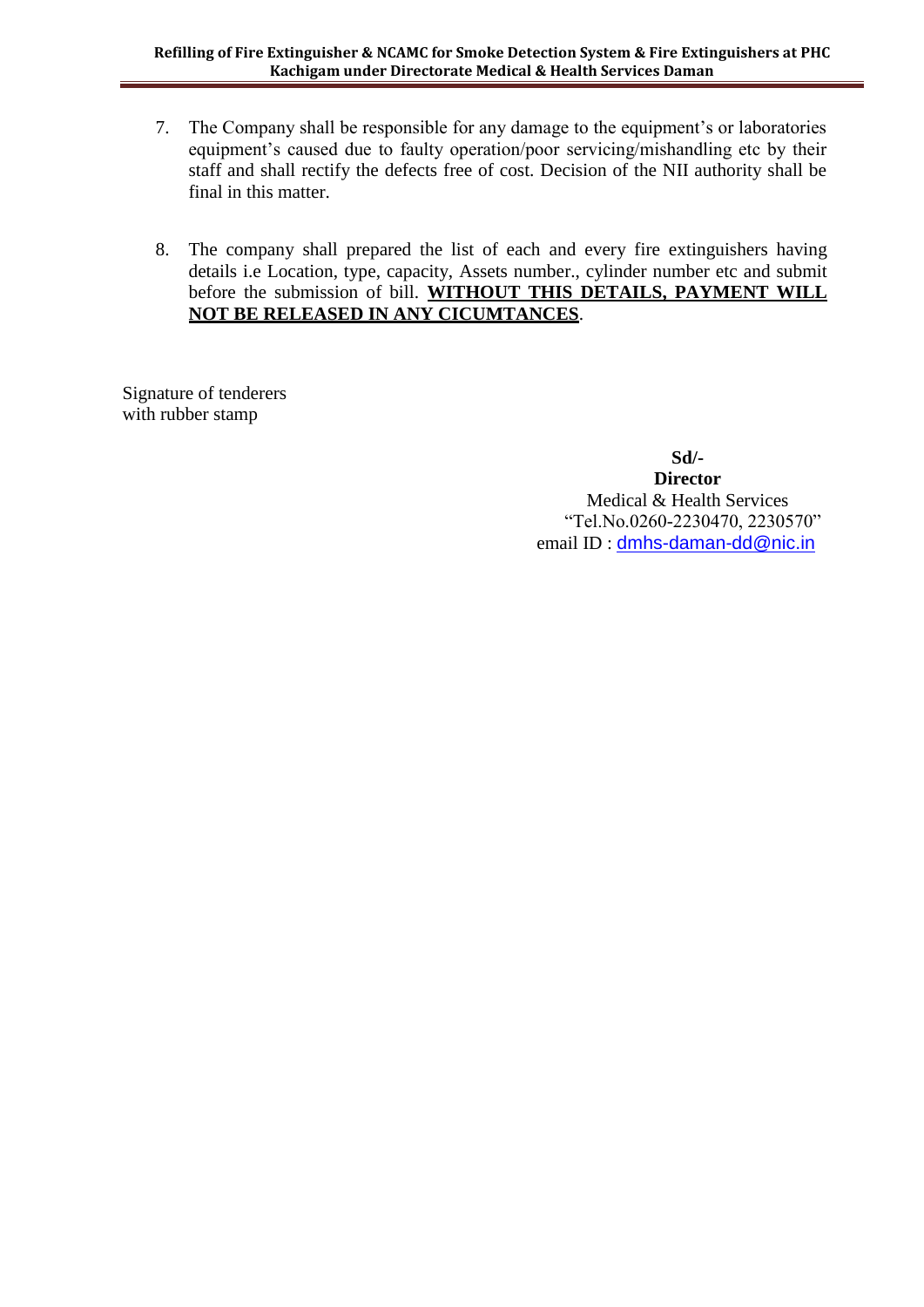7. The Company shall be responsible for any damage to the equipment's or laboratories equipment's caused due to faulty operation/poor servicing/mishandling etc by their staff and shall rectify the defects free of cost. Decision of the NII authority shall be final in this matter.

8. The company shall prepared the list of each and every fire extinguishers having details i.e Location, type, capacity, Assets number., cylinder number etc and submit before the submission of bill. **WITHOUT THIS DETAILS, PAYMENT WILL NOT BE RELEASED IN ANY CICUMTANCES**.

Signature of tenderers
with rubber stamp

**Sd/-**
**Director**
Medical & Health Services
"Tel.No.0260-2230470, 2230570"
email ID : dmhs-daman-dd@nic.in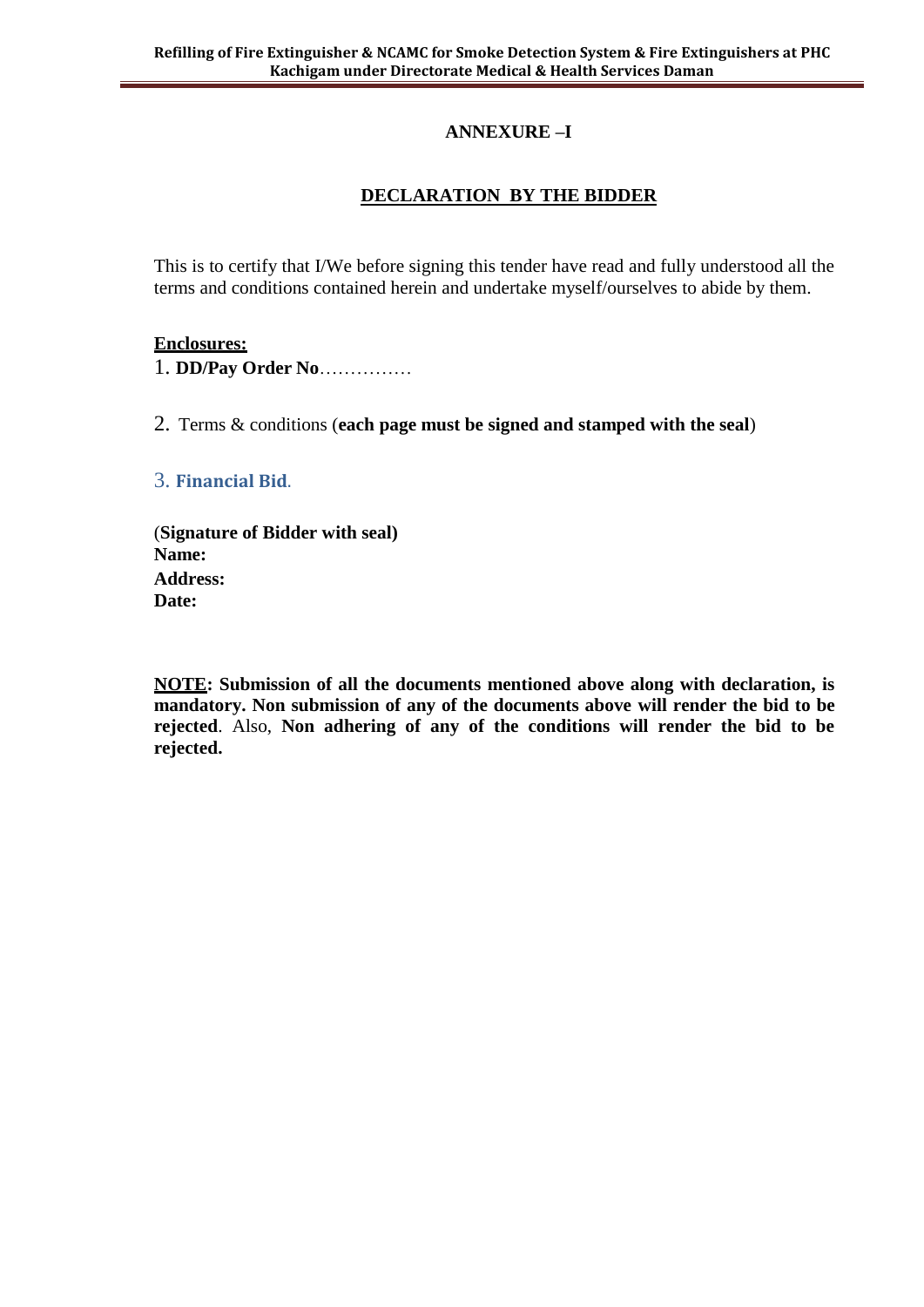# ANNEXURE –I

## DECLARATION BY THE BIDDER

This is to certify that I/We before signing this tender have read and fully understood all the terms and conditions contained herein and undertake myself/ourselves to abide by them.

**Enclosures:**

1. **DD/Pay Order No**……………

2. Terms & conditions (**each page must be signed and stamped with the seal**)

3. **Financial Bid**.

(**Signature of Bidder with seal)**
**Name:**
**Address:**
**Date:**

**NOTE: Submission of all the documents mentioned above along with declaration, is mandatory. Non submission of any of the documents above will render the bid to be rejected**. Also, **Non adhering of any of the conditions will render the bid to be rejected.**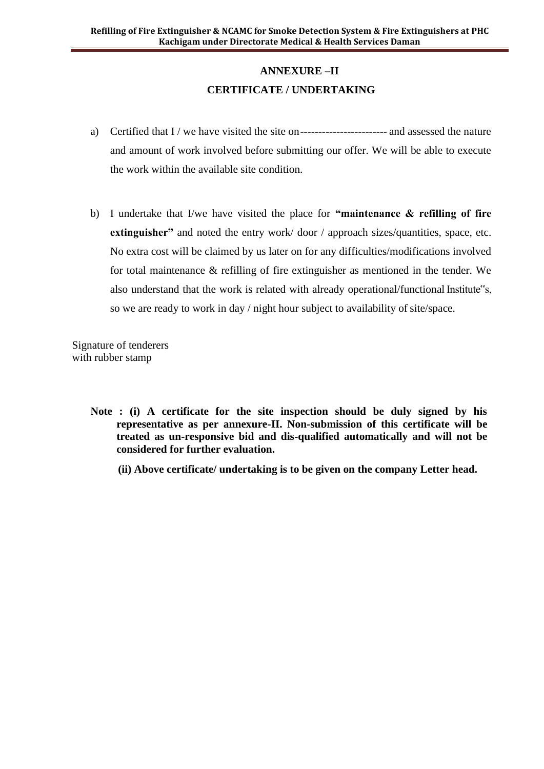# ANNEXURE –II

## CERTIFICATE / UNDERTAKING

a) Certified that I / we have visited the site on------------------------ and assessed the nature and amount of work involved before submitting our offer. We will be able to execute the work within the available site condition.

b) I undertake that I/we have visited the place for **"maintenance & refilling of fire extinguisher"** and noted the entry work/ door / approach sizes/quantities, space, etc. No extra cost will be claimed by us later on for any difficulties/modifications involved for total maintenance & refilling of fire extinguisher as mentioned in the tender. We also understand that the work is related with already operational/functional Institute"s, so we are ready to work in day / night hour subject to availability of site/space.

Signature of tenderers
with rubber stamp

**Note : (i) A certificate for the site inspection should be duly signed by his representative as per annexure-II. Non-submission of this certificate will be treated as un-responsive bid and dis-qualified automatically and will not be considered for further evaluation.**

**(ii) Above certificate/ undertaking is to be given on the company Letter head.**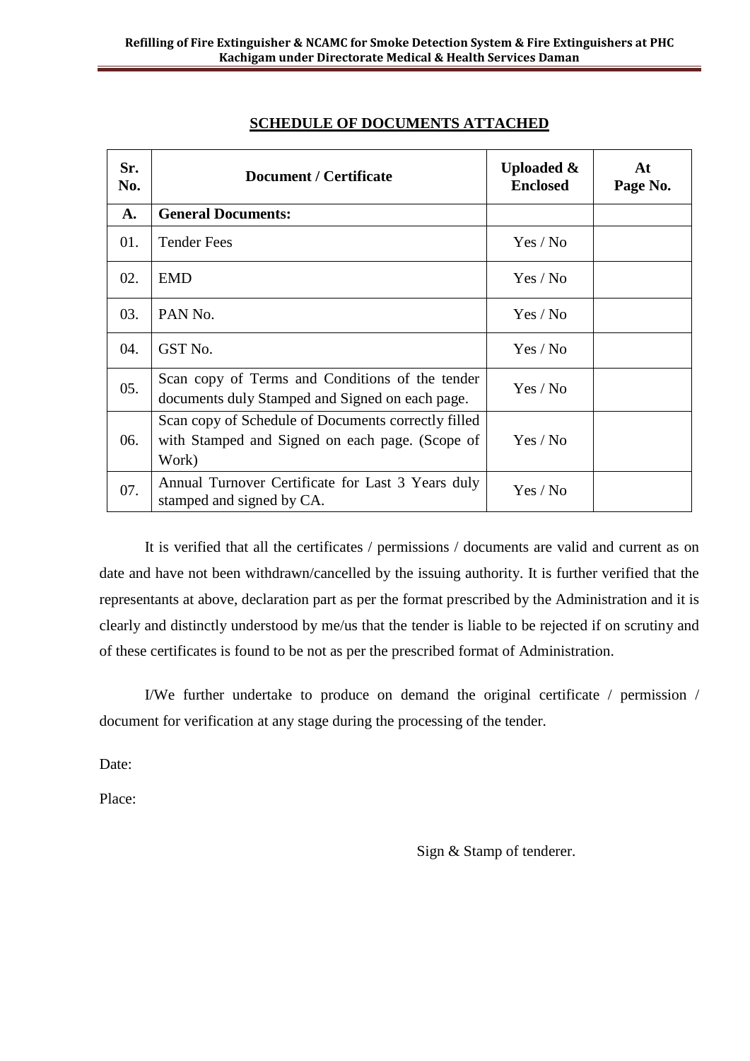## SCHEDULE OF DOCUMENTS ATTACHED

| Sr. No. | Document / Certificate | Uploaded & Enclosed | At Page No. |
|---|---|---|---|
| **A.** | **General Documents:** | | |
| 01. | Tender Fees | Yes / No | |
| 02. | EMD | Yes / No | |
| 03. | PAN No. | Yes / No | |
| 04. | GST No. | Yes / No | |
| 05. | Scan copy of Terms and Conditions of the tender documents duly Stamped and Signed on each page. | Yes / No | |
| 06. | Scan copy of Schedule of Documents correctly filled with Stamped and Signed on each page. (Scope of Work) | Yes / No | |
| 07. | Annual Turnover Certificate for Last 3 Years duly stamped and signed by CA. | Yes / No | |

It is verified that all the certificates / permissions / documents are valid and current as on date and have not been withdrawn/cancelled by the issuing authority. It is further verified that the representants at above, declaration part as per the format prescribed by the Administration and it is clearly and distinctly understood by me/us that the tender is liable to be rejected if on scrutiny and of these certificates is found to be not as per the prescribed format of Administration.

I/We further undertake to produce on demand the original certificate / permission / document for verification at any stage during the processing of the tender.

Date:

Place:

Sign & Stamp of tenderer.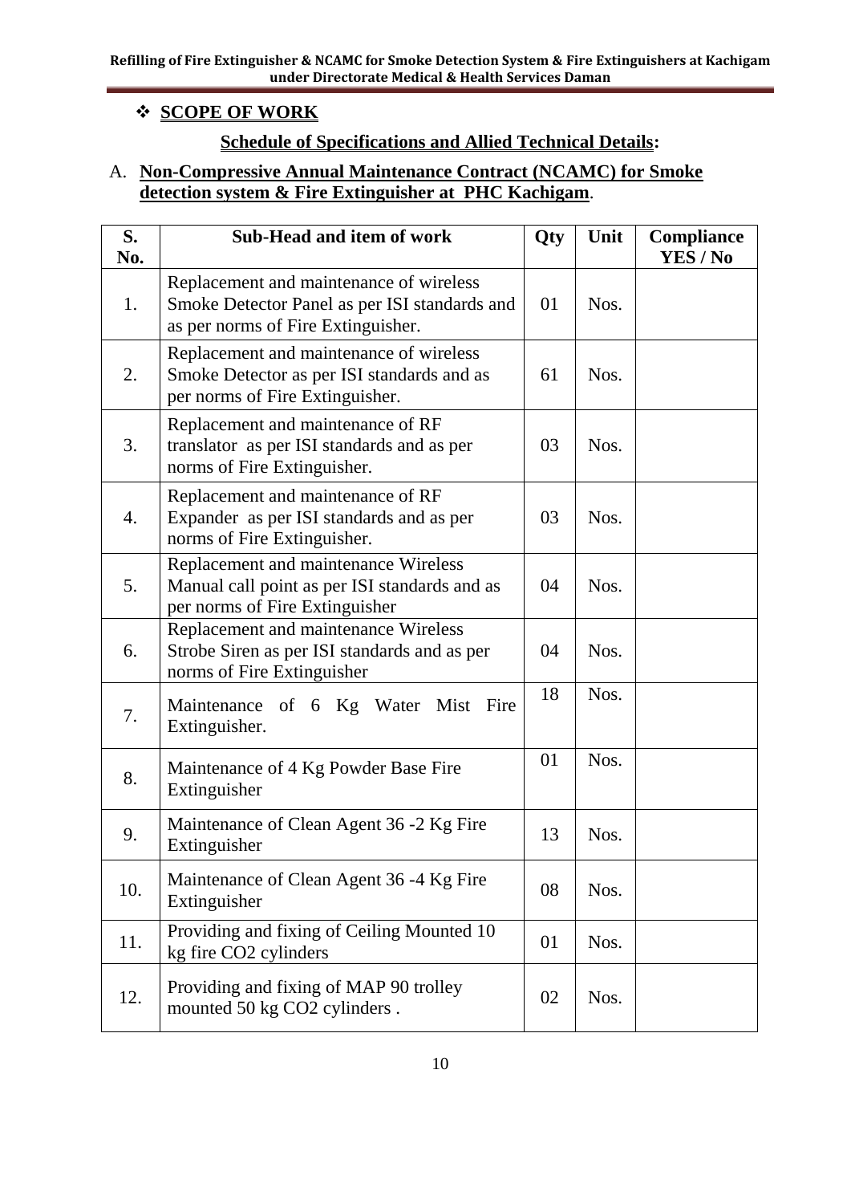## ❖ SCOPE OF WORK

### Schedule of Specifications and Allied Technical Details:

A. **Non-Compressive Annual Maintenance Contract (NCAMC) for Smoke detection system & Fire Extinguisher at PHC Kachigam**.

| S. No. | Sub-Head and item of work | Qty | Unit | Compliance YES / No |
|---|---|---|---|---|
| 1. | Replacement and maintenance of wireless Smoke Detector Panel as per ISI standards and as per norms of Fire Extinguisher. | 01 | Nos. | |
| 2. | Replacement and maintenance of wireless Smoke Detector as per ISI standards and as per norms of Fire Extinguisher. | 61 | Nos. | |
| 3. | Replacement and maintenance of RF translator as per ISI standards and as per norms of Fire Extinguisher. | 03 | Nos. | |
| 4. | Replacement and maintenance of RF Expander as per ISI standards and as per norms of Fire Extinguisher. | 03 | Nos. | |
| 5. | Replacement and maintenance Wireless Manual call point as per ISI standards and as per norms of Fire Extinguisher | 04 | Nos. | |
| 6. | Replacement and maintenance Wireless Strobe Siren as per ISI standards and as per norms of Fire Extinguisher | 04 | Nos. | |
| 7. | Maintenance of 6 Kg Water Mist Fire Extinguisher. | 18 | Nos. | |
| 8. | Maintenance of 4 Kg Powder Base Fire Extinguisher | 01 | Nos. | |
| 9. | Maintenance of Clean Agent 36 -2 Kg Fire Extinguisher | 13 | Nos. | |
| 10. | Maintenance of Clean Agent 36 -4 Kg Fire Extinguisher | 08 | Nos. | |
| 11. | Providing and fixing of Ceiling Mounted 10 kg fire $CO_2$ cylinders | 01 | Nos. | |
| 12. | Providing and fixing of MAP 90 trolley mounted 50 kg $CO_2$ cylinders . | 02 | Nos. | |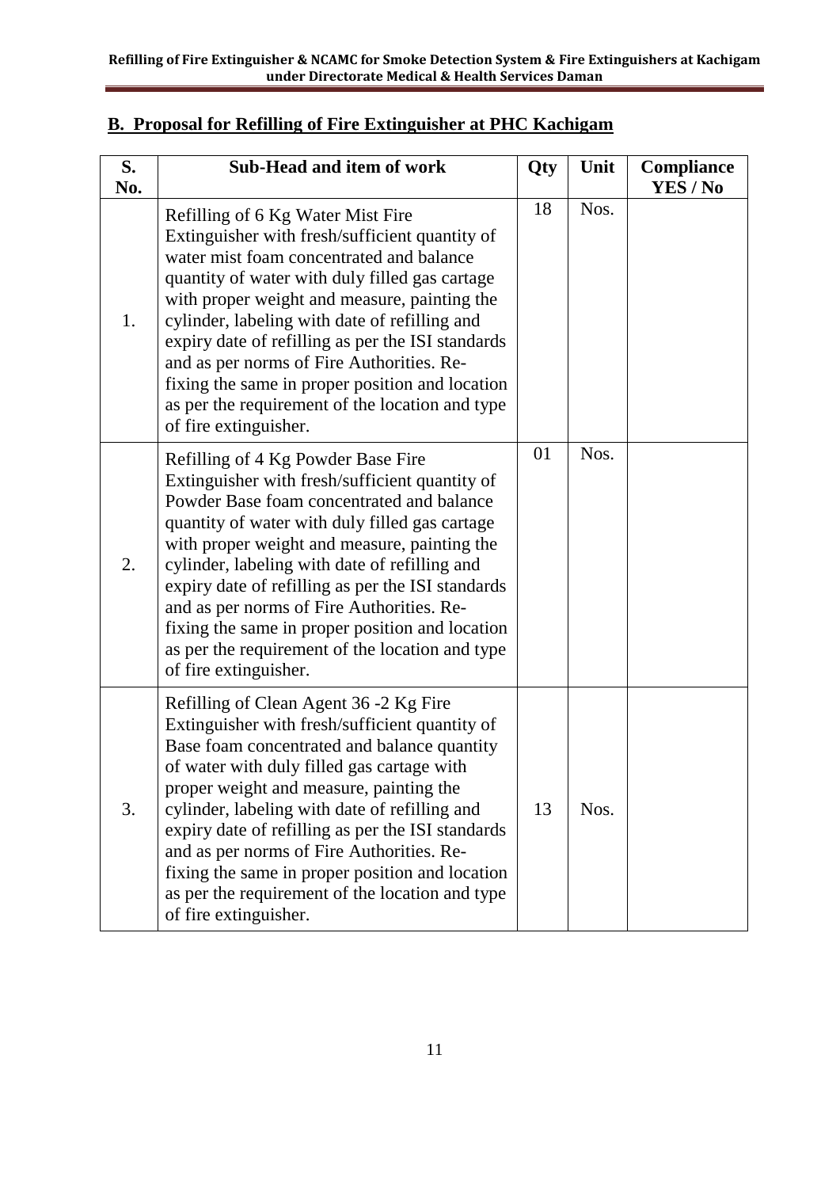## B. Proposal for Refilling of Fire Extinguisher at PHC Kachigam

| S. No. | Sub-Head and item of work | Qty | Unit | Compliance YES / No |
|---|---|---|---|---|
| 1. | Refilling of 6 Kg Water Mist Fire Extinguisher with fresh/sufficient quantity of water mist foam concentrated and balance quantity of water with duly filled gas cartage with proper weight and measure, painting the cylinder, labeling with date of refilling and expiry date of refilling as per the ISI standards and as per norms of Fire Authorities. Re-fixing the same in proper position and location as per the requirement of the location and type of fire extinguisher. | 18 | Nos. | |
| 2. | Refilling of 4 Kg Powder Base Fire Extinguisher with fresh/sufficient quantity of Powder Base foam concentrated and balance quantity of water with duly filled gas cartage with proper weight and measure, painting the cylinder, labeling with date of refilling and expiry date of refilling as per the ISI standards and as per norms of Fire Authorities. Re-fixing the same in proper position and location as per the requirement of the location and type of fire extinguisher. | 01 | Nos. | |
| 3. | Refilling of Clean Agent 36 -2 Kg Fire Extinguisher with fresh/sufficient quantity of Base foam concentrated and balance quantity of water with duly filled gas cartage with proper weight and measure, painting the cylinder, labeling with date of refilling and expiry date of refilling as per the ISI standards and as per norms of Fire Authorities. Re-fixing the same in proper position and location as per the requirement of the location and type of fire extinguisher. | 13 | Nos. | |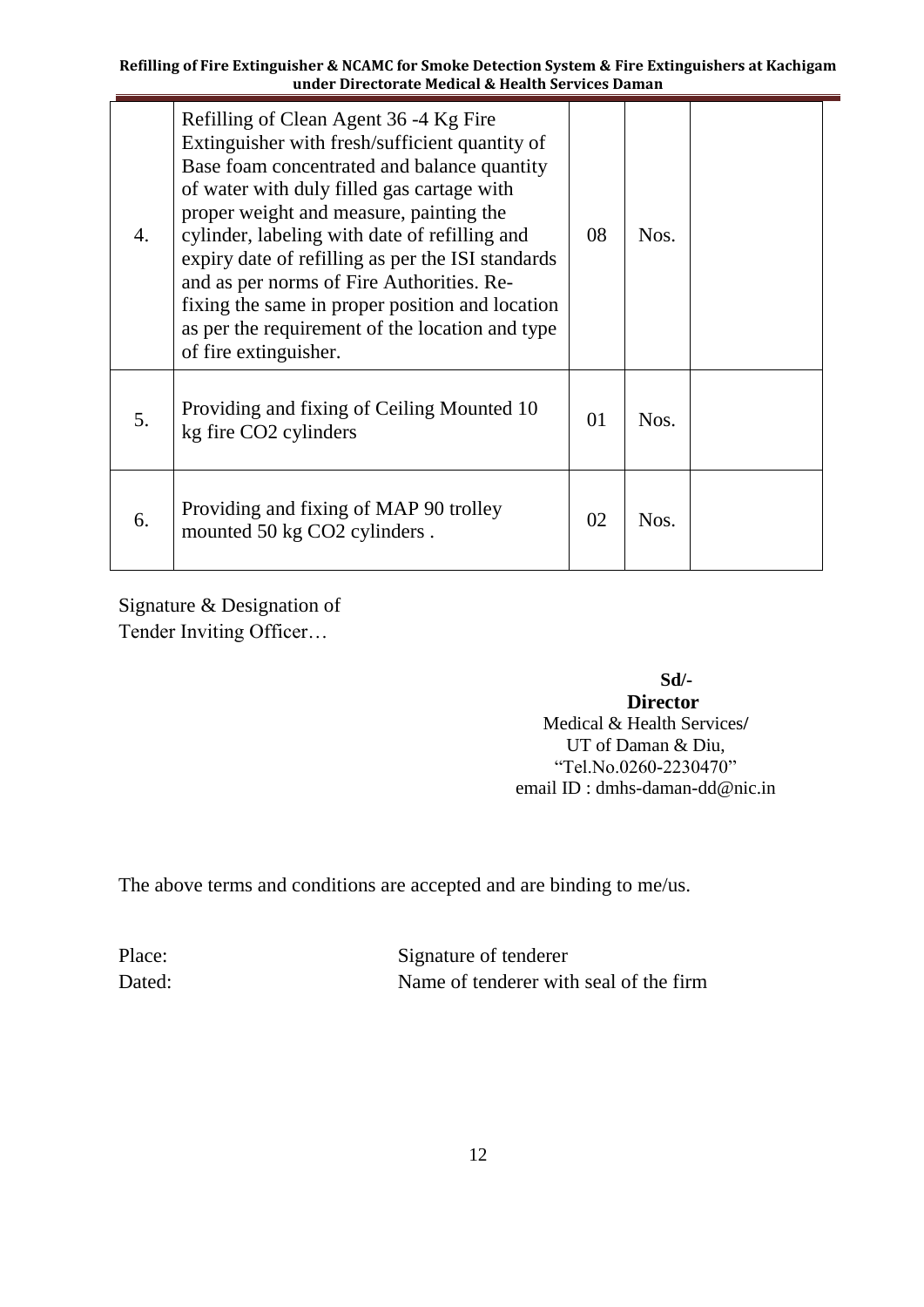| | | | | |
|---|---|---|---|---|
| 4. | Refilling of Clean Agent 36 -4 Kg Fire Extinguisher with fresh/sufficient quantity of Base foam concentrated and balance quantity of water with duly filled gas cartage with proper weight and measure, painting the cylinder, labeling with date of refilling and expiry date of refilling as per the ISI standards and as per norms of Fire Authorities. Re-fixing the same in proper position and location as per the requirement of the location and type of fire extinguisher. | 08 | Nos. | |
| 5. | Providing and fixing of Ceiling Mounted 10 kg fire $CO_2$ cylinders | 01 | Nos. | |
| 6. | Providing and fixing of MAP 90 trolley mounted 50 kg $CO_2$ cylinders . | 02 | Nos. | |

Signature & Designation of
Tender Inviting Officer…

**Sd/-**
**Director**
Medical & Health Services/
UT of Daman & Diu,
"Tel.No.0260-2230470"
email ID : dmhs-daman-dd@nic.in

The above terms and conditions are accepted and are binding to me/us.

Place: Signature of tenderer
Dated: Name of tenderer with seal of the firm